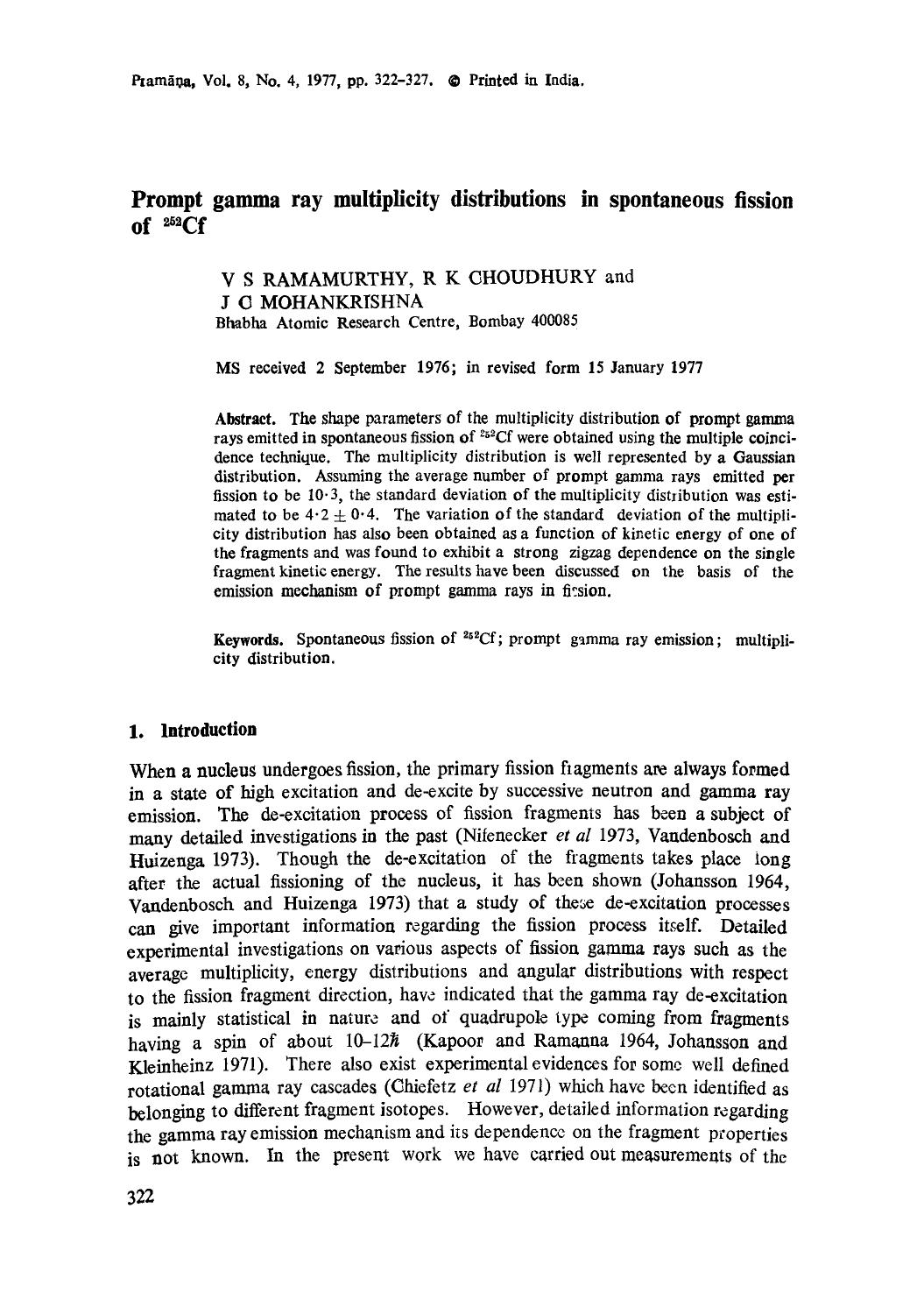# Prompt gamma ray multiplicity distributions in spontaneous fission of $^{252}$Cf

V S RAMAMURTHY, R K CHOUDHURY and
J C MOHANKRISHNA
Bhabha Atomic Research Centre, Bombay 400085

MS received 2 September 1976; in revised form 15 January 1977

**Abstract.** The shape parameters of the multiplicity distribution of prompt gamma rays emitted in spontaneous fission of $^{252}$Cf were obtained using the multiple coincidence technique. The multiplicity distribution is well represented by a Gaussian distribution. Assuming the average number of prompt gamma rays emitted per fission to be 10·3, the standard deviation of the multiplicity distribution was estimated to be $4 \cdot 2 \pm 0 \cdot 4$. The variation of the standard deviation of the multiplicity distribution has also been obtained as a function of kinetic energy of one of the fragments and was found to exhibit a strong zigzag dependence on the single fragment kinetic energy. The results have been discussed on the basis of the emission mechanism of prompt gamma rays in fission.

**Keywords.** Spontaneous fission of $^{252}$Cf; prompt gamma ray emission; multiplicity distribution.

## 1. Introduction

When a nucleus undergoes fission, the primary fission fragments are always formed in a state of high excitation and de-excite by successive neutron and gamma ray emission. The de-excitation process of fission fragments has been a subject of many detailed investigations in the past (Nifenecker *et al* 1973, Vandenbosch and Huizenga 1973). Though the de-excitation of the fragments takes place long after the actual fissioning of the nucleus, it has been shown (Johansson 1964, Vandenbosch and Huizenga 1973) that a study of these de-excitation processes can give important information regarding the fission process itself. Detailed experimental investigations on various aspects of fission gamma rays such as the average multiplicity, energy distributions and angular distributions with respect to the fission fragment direction, have indicated that the gamma ray de-excitation is mainly statistical in nature and of quadrupole type coming from fragments having a spin of about 10–12$\hbar$ (Kapoor and Ramanna 1964, Johansson and Kleinheinz 1971). There also exist experimental evidences for some well defined rotational gamma ray cascades (Chiefetz *et al* 1971) which have been identified as belonging to different fragment isotopes. However, detailed information regarding the gamma ray emission mechanism and its dependence on the fragment properties is not known. In the present work we have carried out measurements of the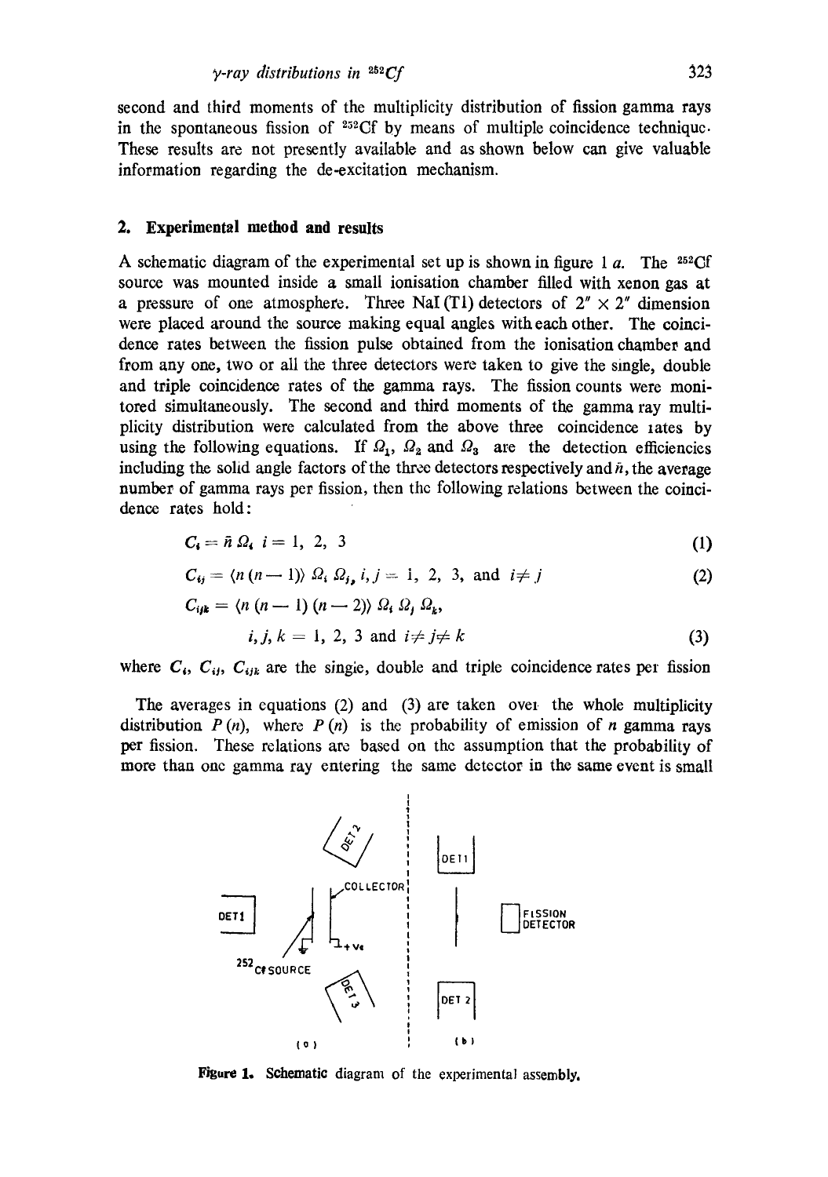second and third moments of the multiplicity distribution of fission gamma rays in the spontaneous fission of $^{252}$Cf by means of multiple coincidence technique. These results are not presently available and as shown below can give valuable information regarding the de-excitation mechanism.

## 2. Experimental method and results

A schematic diagram of the experimental set up is shown in figure 1 *a*. The $^{252}$Cf source was mounted inside a small ionisation chamber filled with xenon gas at a pressure of one atmosphere. Three NaI (Tl) detectors of 2″ × 2″ dimension were placed around the source making equal angles with each other. The coincidence rates between the fission pulse obtained from the ionisation chamber and from any one, two or all the three detectors were taken to give the single, double and triple coincidence rates of the gamma rays. The fission counts were monitored simultaneously. The second and third moments of the gamma ray multiplicity distribution were calculated from the above three coincidence rates by using the following equations. If $\Omega_1$, $\Omega_2$ and $\Omega_3$ are the detection efficiencies including the solid angle factors of the three detectors respectively and $\bar{n}$, the average number of gamma rays per fission, then the following relations between the coincidence rates hold:

$$C_i = \bar{n}\, \Omega_i \quad i = 1, 2, 3 \tag{1}$$

$$C_{ij} = \langle n(n-1)\rangle\, \Omega_i\, \Omega_j, \; i, j = 1, 2, 3, \text{ and } i \neq j \tag{2}$$

$$C_{ijk} = \langle n(n-1)(n-2)\rangle\, \Omega_i\, \Omega_j\, \Omega_k, \quad i, j, k = 1, 2, 3 \text{ and } i \neq j \neq k \tag{3}$$

where $C_i$, $C_{ij}$, $C_{ijk}$ are the single, double and triple coincidence rates per fission

The averages in equations (2) and (3) are taken over the whole multiplicity distribution $P(n)$, where $P(n)$ is the probability of emission of $n$ gamma rays per fission. These relations are based on the assumption that the probability of more than one gamma ray entering the same detector in the same event is small

**Figure 1.** Schematic diagram of the experimental assembly.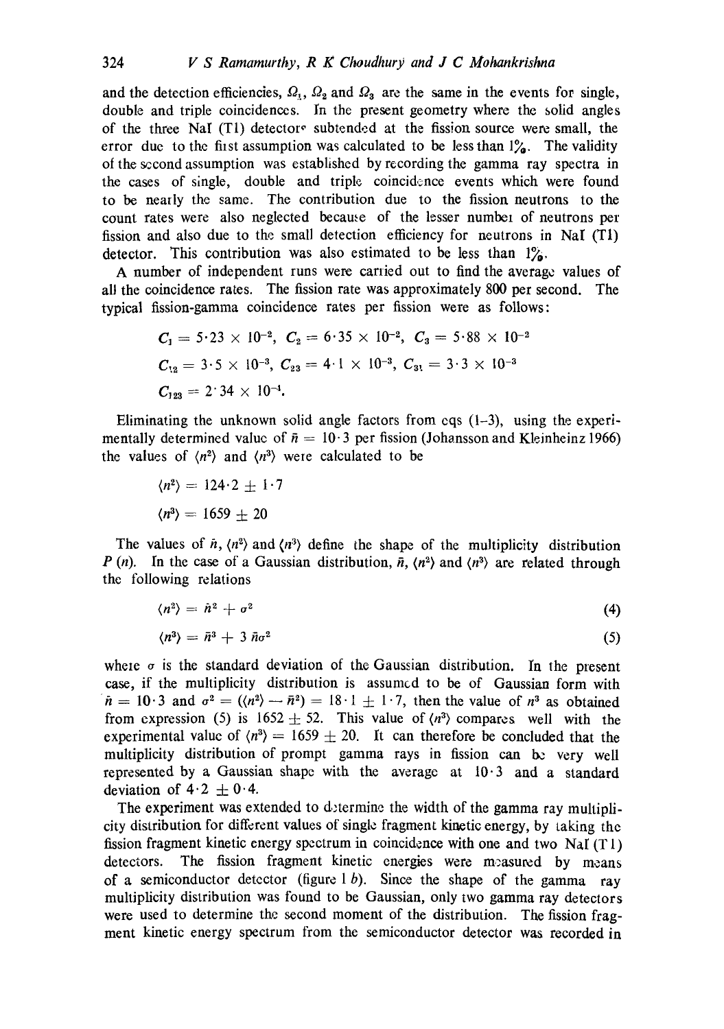and the detection efficiencies, $\Omega_1$, $\Omega_2$ and $\Omega_3$ are the same in the events for single, double and triple coincidences. In the present geometry where the solid angles of the three NaI (Tl) detectors subtended at the fission source were small, the error due to the first assumption was calculated to be less than 1%. The validity of the second assumption was established by recording the gamma ray spectra in the cases of single, double and triple coincidence events which were found to be nearly the same. The contribution due to the fission neutrons to the count rates were also neglected because of the lesser number of neutrons per fission and also due to the small detection efficiency for neutrons in NaI (Tl) detector. This contribution was also estimated to be less than 1%.

A number of independent runs were carried out to find the average values of all the coincidence rates. The fission rate was approximately 800 per second. The typical fission-gamma coincidence rates per fission were as follows:

$$C_1 = 5\cdot23 \times 10^{-2},\ C_2 = 6\cdot35 \times 10^{-2},\ C_3 = 5\cdot88 \times 10^{-2}$$

$$C_{12} = 3\cdot5 \times 10^{-3},\ C_{23} = 4\cdot1 \times 10^{-3},\ C_{31} = 3\cdot3 \times 10^{-3}$$

$$C_{123} = 2\cdot34 \times 10^{-4}.$$

Eliminating the unknown solid angle factors from eqs (1–3), using the experimentally determined value of $\bar{n} = 10\cdot3$ per fission (Johansson and Kleinheinz 1966) the values of $\langle n^2 \rangle$ and $\langle n^3 \rangle$ were calculated to be

$$\langle n^2 \rangle = 124\cdot2 \pm 1\cdot7$$

$$\langle n^3 \rangle = 1659 \pm 20$$

The values of $\bar{n}$, $\langle n^2 \rangle$ and $\langle n^3 \rangle$ define the shape of the multiplicity distribution $P(n)$. In the case of a Gaussian distribution, $\bar{n}$, $\langle n^2 \rangle$ and $\langle n^3 \rangle$ are related through the following relations

$$\langle n^2 \rangle = \bar{n}^2 + \sigma^2 \tag{4}$$

$$\langle n^3 \rangle = \bar{n}^3 + 3\,\bar{n}\sigma^2 \tag{5}$$

where $\sigma$ is the standard deviation of the Gaussian distribution. In the present case, if the multiplicity distribution is assumed to be of Gaussian form with $\bar{n} = 10\cdot3$ and $\sigma^2 = (\langle n^2 \rangle - \bar{n}^2) = 18\cdot1 \pm 1\cdot7$, then the value of $n^3$ as obtained from expression (5) is $1652 \pm 52$. This value of $\langle n^3 \rangle$ compares well with the experimental value of $\langle n^3 \rangle = 1659 \pm 20$. It can therefore be concluded that the multiplicity distribution of prompt gamma rays in fission can be very well represented by a Gaussian shape with the average at $10\cdot3$ and a standard deviation of $4\cdot2 \pm 0\cdot4$.

The experiment was extended to determine the width of the gamma ray multiplicity distribution for different values of single fragment kinetic energy, by taking the fission fragment kinetic energy spectrum in coincidence with one and two NaI (Tl) detectors. The fission fragment kinetic energies were measured by means of a semiconductor detector (figure 1 *b*). Since the shape of the gamma ray multiplicity distribution was found to be Gaussian, only two gamma ray detectors were used to determine the second moment of the distribution. The fission fragment kinetic energy spectrum from the semiconductor detector was recorded in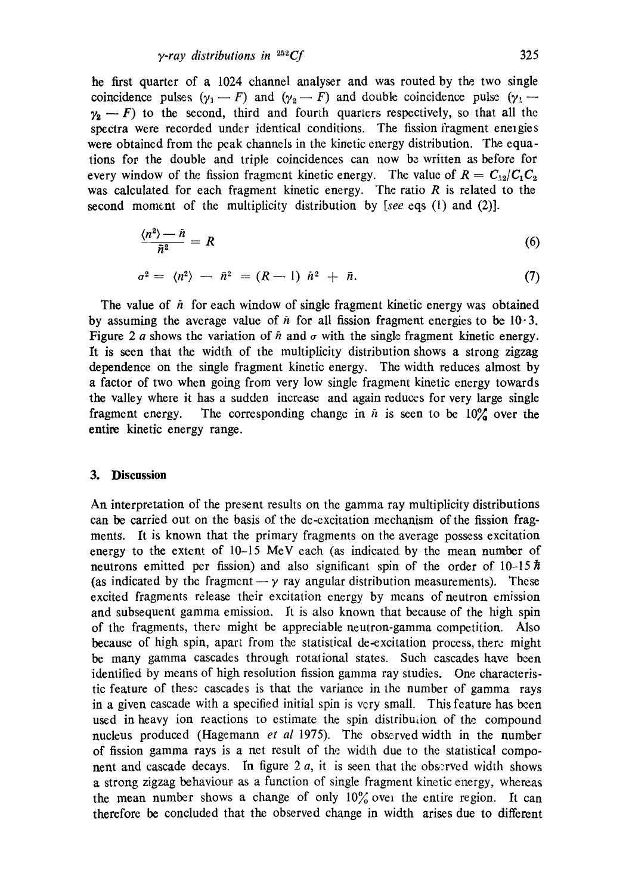he first quarter of a 1024 channel analyser and was routed by the two single coincidence pulses ($\gamma_1 - F$) and ($\gamma_2 - F$) and double coincidence pulse ($\gamma_1 - \gamma_2 - F$) to the second, third and fourth quarters respectively, so that all the spectra were recorded under identical conditions. The fission fragment energies were obtained from the peak channels in the kinetic energy distribution. The equations for the double and triple coincidences can now be written as before for every window of the fission fragment kinetic energy. The value of $R = C_{12}/C_1C_2$ was calculated for each fragment kinetic energy. The ratio $R$ is related to the second moment of the multiplicity distribution by [*see* eqs (1) and (2)].

$$\frac{\langle n^2 \rangle - \bar{n}}{\bar{n}^2} = R \tag{6}$$

$$\sigma^2 = \langle n^2 \rangle - \bar{n}^2 = (R - 1)\,\bar{n}^2 + \bar{n}. \tag{7}$$

The value of $\bar{n}$ for each window of single fragment kinetic energy was obtained by assuming the average value of $\bar{n}$ for all fission fragment energies to be 10·3. Figure 2 *a* shows the variation of $\bar{n}$ and $\sigma$ with the single fragment kinetic energy. It is seen that the width of the multiplicity distribution shows a strong zigzag dependence on the single fragment kinetic energy. The width reduces almost by a factor of two when going from very low single fragment kinetic energy towards the valley where it has a sudden increase and again reduces for very large single fragment energy. The corresponding change in $\bar{n}$ is seen to be 10% over the entire kinetic energy range.

## 3. Discussion

An interpretation of the present results on the gamma ray multiplicity distributions can be carried out on the basis of the de-excitation mechanism of the fission fragments. It is known that the primary fragments on the average possess excitation energy to the extent of 10–15 MeV each (as indicated by the mean number of neutrons emitted per fission) and also significant spin of the order of 10–15 $\hbar$ (as indicated by the fragment — $\gamma$ ray angular distribution measurements). These excited fragments release their excitation energy by means of neutron emission and subsequent gamma emission. It is also known that because of the high spin of the fragments, there might be appreciable neutron-gamma competition. Also because of high spin, apart from the statistical de-excitation process, there might be many gamma cascades through rotational states. Such cascades have been identified by means of high resolution fission gamma ray studies. One characteristic feature of these cascades is that the variance in the number of gamma rays in a given cascade with a specified initial spin is very small. This feature has been used in heavy ion reactions to estimate the spin distribution of the compound nucleus produced (Hagemann *et al* 1975). The observed width in the number of fission gamma rays is a net result of the width due to the statistical component and cascade decays. In figure 2 *a*, it is seen that the observed width shows a strong zigzag behaviour as a function of single fragment kinetic energy, whereas the mean number shows a change of only 10% over the entire region. It can therefore be concluded that the observed change in width arises due to different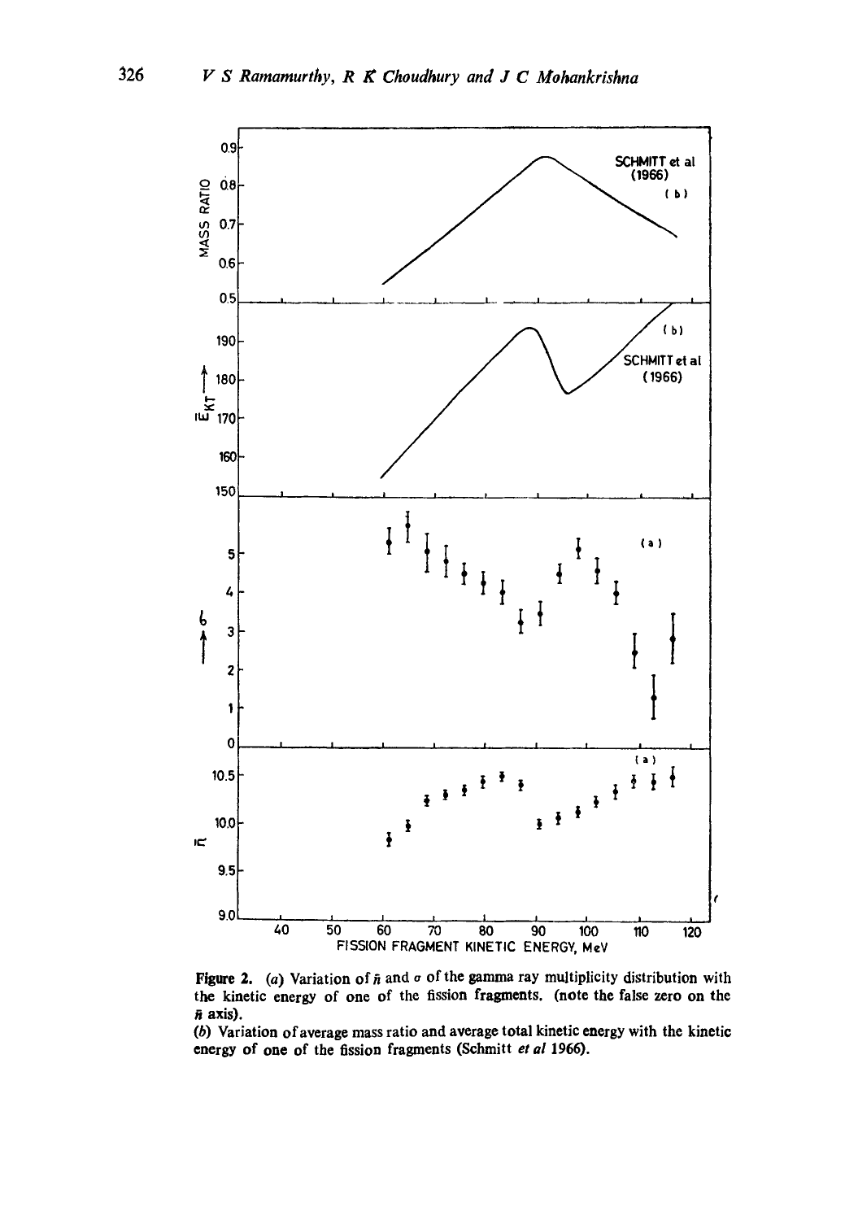Figure 2. (a) Variation of $\bar{n}$ and $\sigma$ of the gamma ray multiplicity distribution with the kinetic energy of one of the fission fragments. (note the false zero on the $\bar{n}$ axis).

(b) Variation of average mass ratio and average total kinetic energy with the kinetic energy of one of the fission fragments (Schmitt *et al* 1966).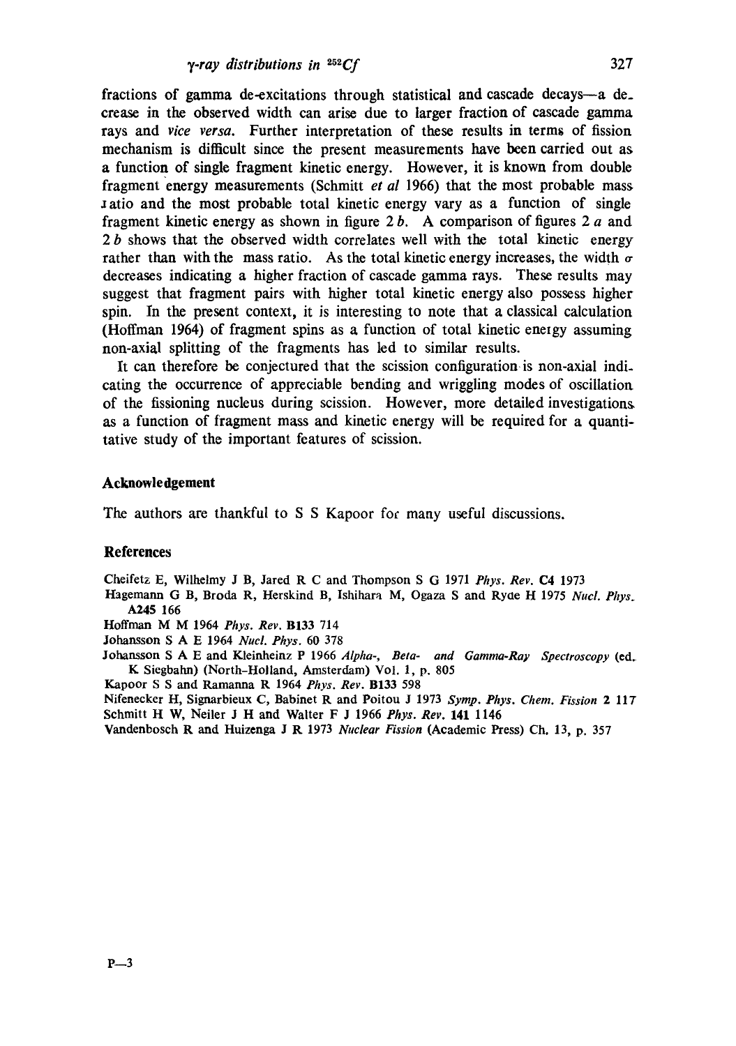fractions of gamma de-excitations through statistical and cascade decays—a decrease in the observed width can arise due to larger fraction of cascade gamma rays and *vice versa*. Further interpretation of these results in terms of fission mechanism is difficult since the present measurements have been carried out as a function of single fragment kinetic energy. However, it is known from double fragment energy measurements (Schmitt *et al* 1966) that the most probable mass ratio and the most probable total kinetic energy vary as a function of single fragment kinetic energy as shown in figure 2 *b*. A comparison of figures 2 *a* and 2 *b* shows that the observed width correlates well with the total kinetic energy rather than with the mass ratio. As the total kinetic energy increases, the width $\sigma$ decreases indicating a higher fraction of cascade gamma rays. These results may suggest that fragment pairs with higher total kinetic energy also possess higher spin. In the present context, it is interesting to note that a classical calculation (Hoffman 1964) of fragment spins as a function of total kinetic energy assuming non-axial splitting of the fragments has led to similar results.

It can therefore be conjectured that the scission configuration is non-axial indicating the occurrence of appreciable bending and wriggling modes of oscillation of the fissioning nucleus during scission. However, more detailed investigations as a function of fragment mass and kinetic energy will be required for a quantitative study of the important features of scission.

## Acknowledgement

The authors are thankful to S S Kapoor for many useful discussions.

## References

Cheifetz E, Wilhelmy J B, Jared R C and Thompson S G 1971 *Phys. Rev.* **C4** 1973

Hagemann G B, Broda R, Herskind B, Ishihara M, Ogaza S and Ryde H 1975 *Nucl. Phys.* **A245** 166

Hoffman M M 1964 *Phys. Rev.* **B133** 714

Johansson S A E 1964 *Nucl. Phys.* 60 378

Johansson S A E and Kleinheinz P 1966 *Alpha-, Beta- and Gamma-Ray Spectroscopy* (ed. K Siegbahn) (North-Holland, Amsterdam) Vol. 1, p. 805

Kapoor S S and Ramanna R 1964 *Phys. Rev.* **B133** 598

Nifenecker H, Signarbieux C, Babinet R and Poitou J 1973 *Symp. Phys. Chem. Fission* **2** 117

Schmitt H W, Neiler J H and Walter F J 1966 *Phys. Rev.* **141** 1146

Vandenbosch R and Huizenga J R 1973 *Nuclear Fission* (Academic Press) Ch. 13, p. 357